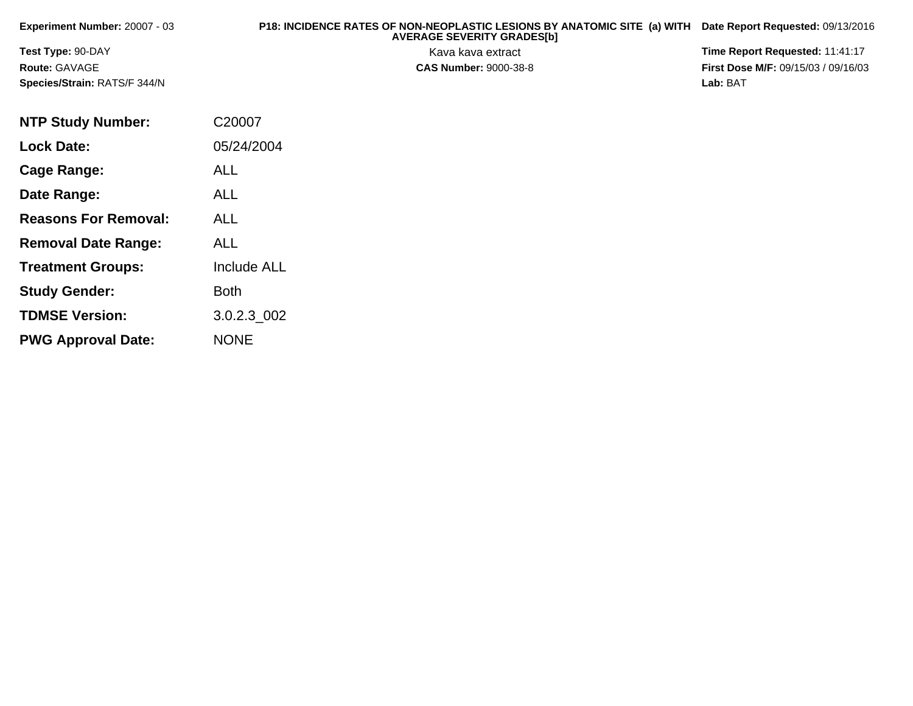**Experiment Number:** 20007 - 03

**Test Type:** 90-DAY

**Route:** GAVAGE

**Species/Strain:** RATS/F 344/N

**P18: INCIDENCE RATES OF NON-NEOPLASTIC LESIONS BY ANATOMIC SITE (a) WITH AVERAGE SEVERITY GRADES[b]**

Kava kava extract

**CAS Number:** 9000-38-8

**Date Report Requested:** 09/13/2016

**Time Report Requested:** 11:41:17

**First Dose M/F:** 09/15/03 / 09/16/03

**Lab:** BAT

| | |
|---|---|
| **NTP Study Number:** | C20007 |
| **Lock Date:** | 05/24/2004 |
| **Cage Range:** | ALL |
| **Date Range:** | ALL |
| **Reasons For Removal:** | ALL |
| **Removal Date Range:** | ALL |
| **Treatment Groups:** | Include ALL |
| **Study Gender:** | Both |
| **TDMSE Version:** | 3.0.2.3_002 |
| **PWG Approval Date:** | NONE |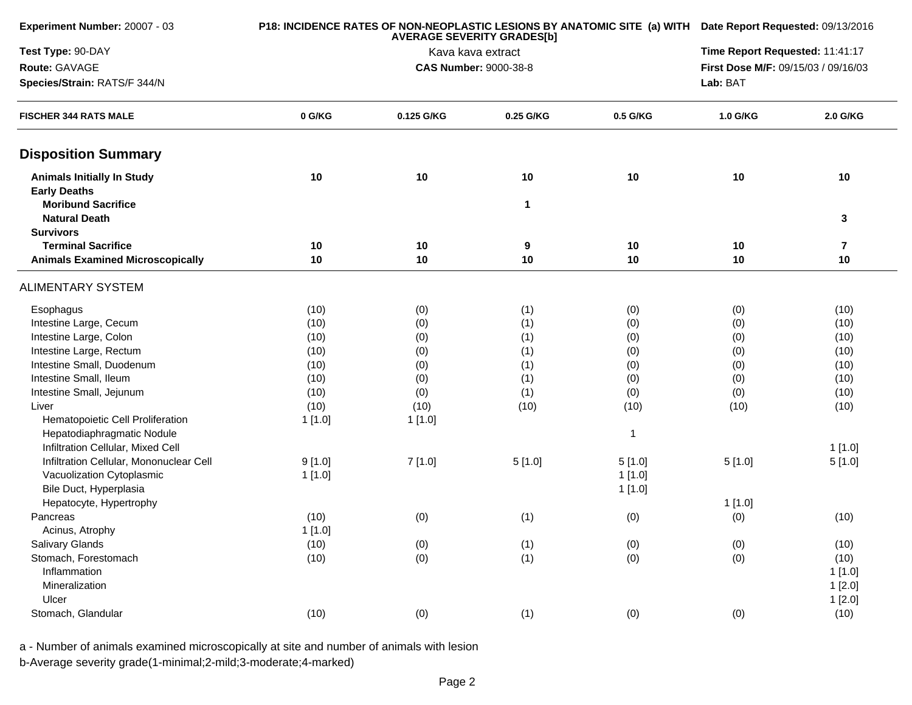**Experiment Number:** 20007 - 03
**Test Type:** 90-DAY
**Route:** GAVAGE
**Species/Strain:** RATS/F 344/N

**P18: INCIDENCE RATES OF NON-NEOPLASTIC LESIONS BY ANATOMIC SITE (a) WITH AVERAGE SEVERITY GRADES[b]**
Kava kava extract
**CAS Number:** 9000-38-8

**Date Report Requested:** 09/13/2016
**Time Report Requested:** 11:41:17
**First Dose M/F:** 09/15/03 / 09/16/03
**Lab:** BAT

| FISCHER 344 RATS MALE | 0 G/KG | 0.125 G/KG | 0.25 G/KG | 0.5 G/KG | 1.0 G/KG | 2.0 G/KG |
|---|---|---|---|---|---|---|
| **Disposition Summary** | | | | | | |
| **Animals Initially In Study** | **10** | **10** | **10** | **10** | **10** | **10** |
| **Early Deaths** | | | | | | |
| **Moribund Sacrifice** | | | **1** | | | |
| **Natural Death** | | | | | | **3** |
| **Survivors** | | | | | | |
| **Terminal Sacrifice** | **10** | **10** | **9** | **10** | **10** | **7** |
| **Animals Examined Microscopically** | **10** | **10** | **10** | **10** | **10** | **10** |
| ALIMENTARY SYSTEM | | | | | | |
| Esophagus | (10) | (0) | (1) | (0) | (0) | (10) |
| Intestine Large, Cecum | (10) | (0) | (1) | (0) | (0) | (10) |
| Intestine Large, Colon | (10) | (0) | (1) | (0) | (0) | (10) |
| Intestine Large, Rectum | (10) | (0) | (1) | (0) | (0) | (10) |
| Intestine Small, Duodenum | (10) | (0) | (1) | (0) | (0) | (10) |
| Intestine Small, Ileum | (10) | (0) | (1) | (0) | (0) | (10) |
| Intestine Small, Jejunum | (10) | (0) | (1) | (0) | (0) | (10) |
| Liver | (10) | (10) | (10) | (10) | (10) | (10) |
| Hematopoietic Cell Proliferation | 1 [1.0] | 1 [1.0] | | | | |
| Hepatodiaphragmatic Nodule | | | | 1 | | |
| Infiltration Cellular, Mixed Cell | | | | | | 1 [1.0] |
| Infiltration Cellular, Mononuclear Cell | 9 [1.0] | 7 [1.0] | 5 [1.0] | 5 [1.0] | 5 [1.0] | 5 [1.0] |
| Vacuolization Cytoplasmic | 1 [1.0] | | | 1 [1.0] | | |
| Bile Duct, Hyperplasia | | | | 1 [1.0] | | |
| Hepatocyte, Hypertrophy | | | | | 1 [1.0] | |
| Pancreas | (10) | (0) | (1) | (0) | (0) | (10) |
| Acinus, Atrophy | 1 [1.0] | | | | | |
| Salivary Glands | (10) | (0) | (1) | (0) | (0) | (10) |
| Stomach, Forestomach | (10) | (0) | (1) | (0) | (0) | (10) |
| Inflammation | | | | | | 1 [1.0] |
| Mineralization | | | | | | 1 [2.0] |
| Ulcer | | | | | | 1 [2.0] |
| Stomach, Glandular | (10) | (0) | (1) | (0) | (0) | (10) |

a - Number of animals examined microscopically at site and number of animals with lesion
b-Average severity grade(1-minimal;2-mild;3-moderate;4-marked)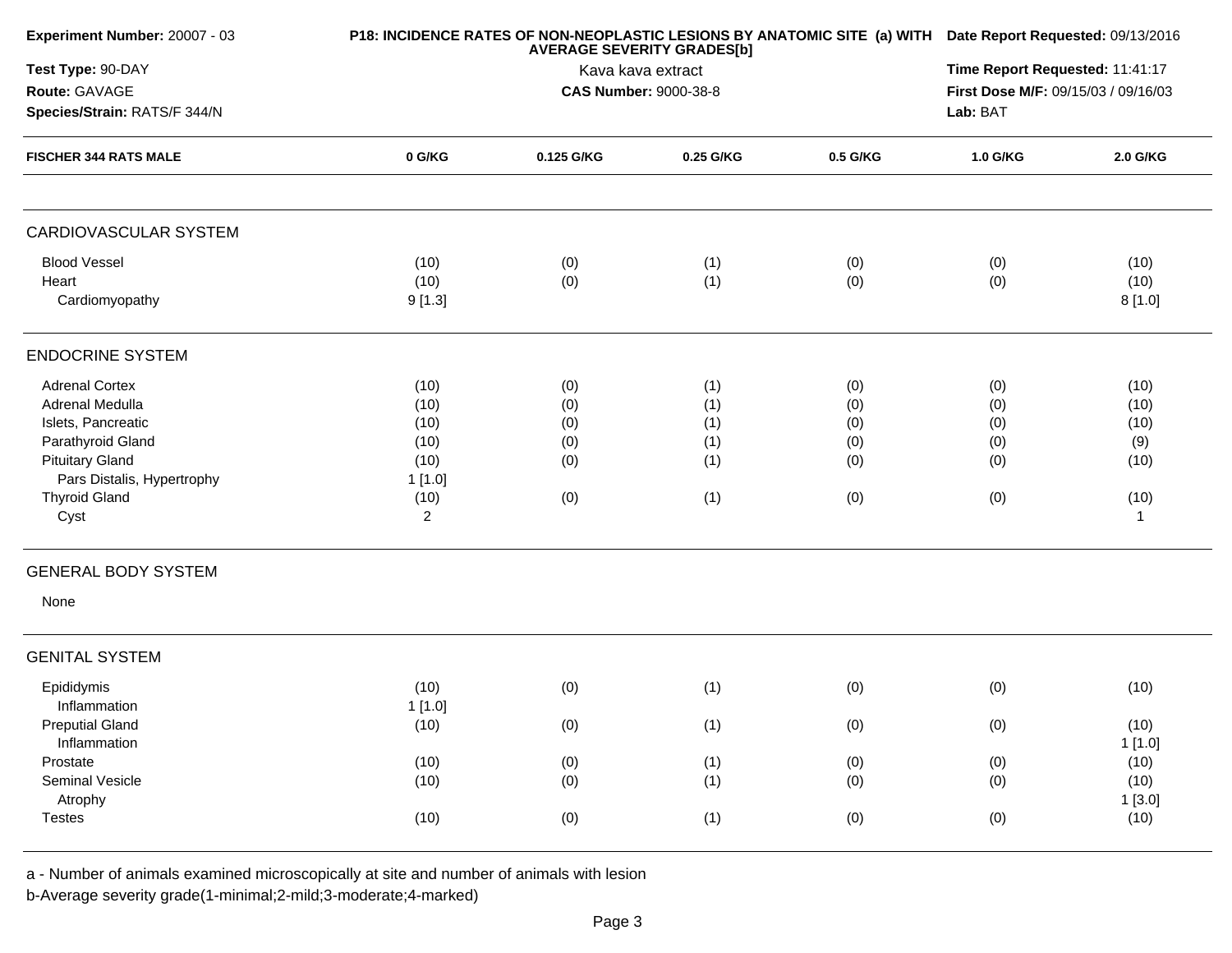**Experiment Number:** 20007 - 03

**Test Type:** 90-DAY

**Route:** GAVAGE

**Species/Strain:** RATS/F 344/N

**P18: INCIDENCE RATES OF NON-NEOPLASTIC LESIONS BY ANATOMIC SITE (a) WITH AVERAGE SEVERITY GRADES[b]**

Kava kava extract

**CAS Number:** 9000-38-8

**Date Report Requested:** 09/13/2016

**Time Report Requested:** 11:41:17

**First Dose M/F:** 09/15/03 / 09/16/03

**Lab:** BAT

| FISCHER 344 RATS MALE | 0 G/KG | 0.125 G/KG | 0.25 G/KG | 0.5 G/KG | 1.0 G/KG | 2.0 G/KG |
|---|---|---|---|---|---|---|
| **CARDIOVASCULAR SYSTEM** | | | | | | |
| Blood Vessel | (10) | (0) | (1) | (0) | (0) | (10) |
| Heart | (10) | (0) | (1) | (0) | (0) | (10) |
| Cardiomyopathy | 9 [1.3] | | | | | 8 [1.0] |
| **ENDOCRINE SYSTEM** | | | | | | |
| Adrenal Cortex | (10) | (0) | (1) | (0) | (0) | (10) |
| Adrenal Medulla | (10) | (0) | (1) | (0) | (0) | (10) |
| Islets, Pancreatic | (10) | (0) | (1) | (0) | (0) | (10) |
| Parathyroid Gland | (10) | (0) | (1) | (0) | (0) | (9) |
| Pituitary Gland | (10) | (0) | (1) | (0) | (0) | (10) |
| Pars Distalis, Hypertrophy | 1 [1.0] | | | | | |
| Thyroid Gland | (10) | (0) | (1) | (0) | (0) | (10) |
| Cyst | 2 | | | | | 1 |
| **GENERAL BODY SYSTEM** | | | | | | |
| None | | | | | | |
| **GENITAL SYSTEM** | | | | | | |
| Epididymis | (10) | (0) | (1) | (0) | (0) | (10) |
| Inflammation | 1 [1.0] | | | | | |
| Preputial Gland | (10) | (0) | (1) | (0) | (0) | (10) |
| Inflammation | | | | | | 1 [1.0] |
| Prostate | (10) | (0) | (1) | (0) | (0) | (10) |
| Seminal Vesicle | (10) | (0) | (1) | (0) | (0) | (10) |
| Atrophy | | | | | | 1 [3.0] |
| Testes | (10) | (0) | (1) | (0) | (0) | (10) |

a - Number of animals examined microscopically at site and number of animals with lesion

b-Average severity grade(1-minimal;2-mild;3-moderate;4-marked)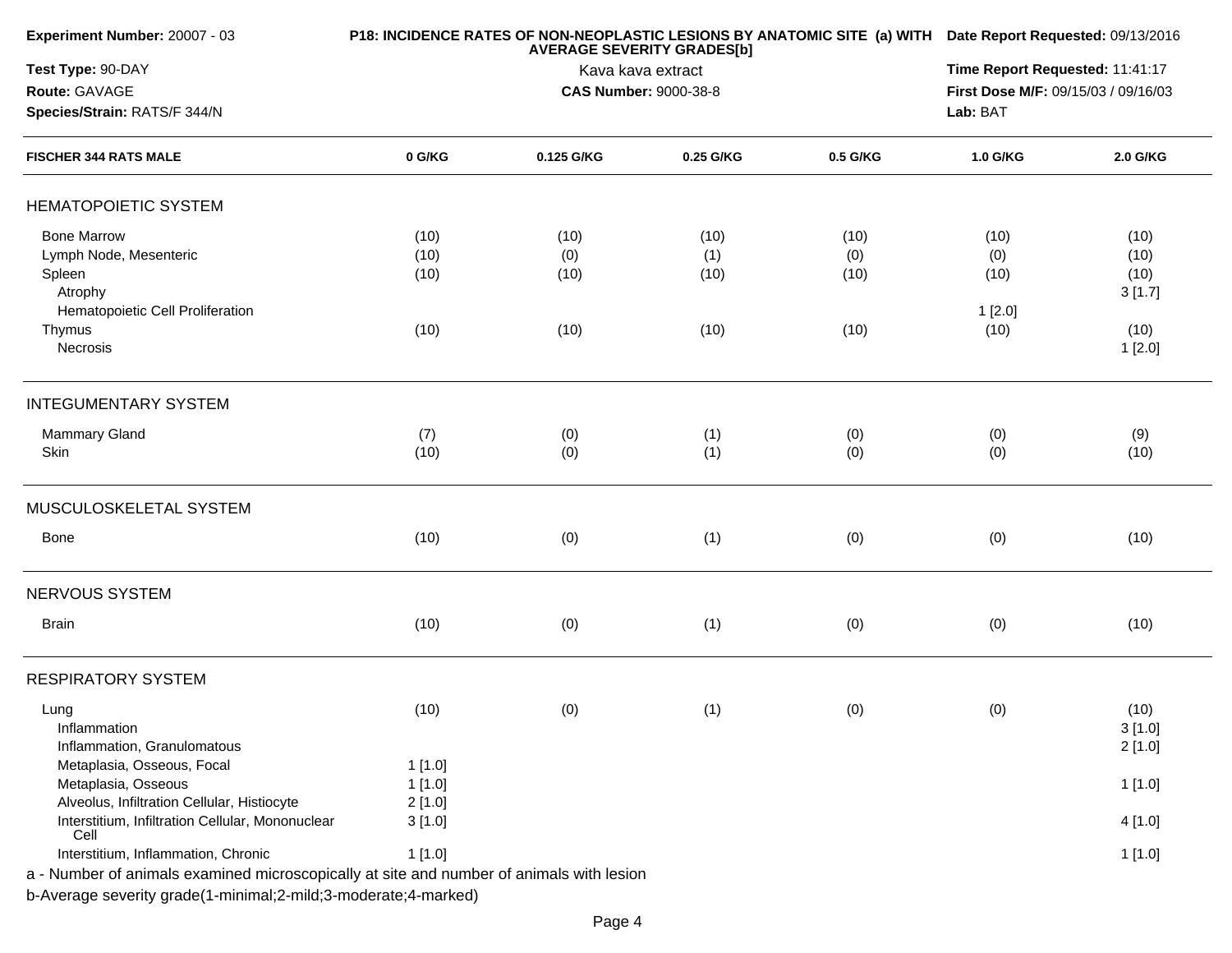**Experiment Number:** 20007 - 03

**P18: INCIDENCE RATES OF NON-NEOPLASTIC LESIONS BY ANATOMIC SITE (a) WITH AVERAGE SEVERITY GRADES[b]**

Kava kava extract

**CAS Number:** 9000-38-8

**Date Report Requested:** 09/13/2016

**Time Report Requested:** 11:41:17

**First Dose M/F:** 09/15/03 / 09/16/03

**Lab:** BAT

**Test Type:** 90-DAY

**Route:** GAVAGE

**Species/Strain:** RATS/F 344/N

| FISCHER 344 RATS MALE | 0 G/KG | 0.125 G/KG | 0.25 G/KG | 0.5 G/KG | 1.0 G/KG | 2.0 G/KG |
|---|---|---|---|---|---|---|
| **HEMATOPOIETIC SYSTEM** | | | | | | |
| Bone Marrow | (10) | (10) | (10) | (10) | (10) | (10) |
| Lymph Node, Mesenteric | (10) | (0) | (1) | (0) | (0) | (10) |
| Spleen | (10) | (10) | (10) | (10) | (10) | (10) |
| Atrophy | | | | | | 3 [1.7] |
| Hematopoietic Cell Proliferation | | | | | 1 [2.0] | |
| Thymus | (10) | (10) | (10) | (10) | (10) | (10) |
| Necrosis | | | | | | 1 [2.0] |
| **INTEGUMENTARY SYSTEM** | | | | | | |
| Mammary Gland | (7) | (0) | (1) | (0) | (0) | (9) |
| Skin | (10) | (0) | (1) | (0) | (0) | (10) |
| **MUSCULOSKELETAL SYSTEM** | | | | | | |
| Bone | (10) | (0) | (1) | (0) | (0) | (10) |
| **NERVOUS SYSTEM** | | | | | | |
| Brain | (10) | (0) | (1) | (0) | (0) | (10) |
| **RESPIRATORY SYSTEM** | | | | | | |
| Lung | (10) | (0) | (1) | (0) | (0) | (10) |
| Inflammation | | | | | | 3 [1.0] |
| Inflammation, Granulomatous | | | | | | 2 [1.0] |
| Metaplasia, Osseous, Focal | 1 [1.0] | | | | | |
| Metaplasia, Osseous | 1 [1.0] | | | | | 1 [1.0] |
| Alveolus, Infiltration Cellular, Histiocyte | 2 [1.0] | | | | | |
| Interstitium, Infiltration Cellular, Mononuclear Cell | 3 [1.0] | | | | | 4 [1.0] |
| Interstitium, Inflammation, Chronic | 1 [1.0] | | | | | 1 [1.0] |

a - Number of animals examined microscopically at site and number of animals with lesion

b-Average severity grade(1-minimal;2-mild;3-moderate;4-marked)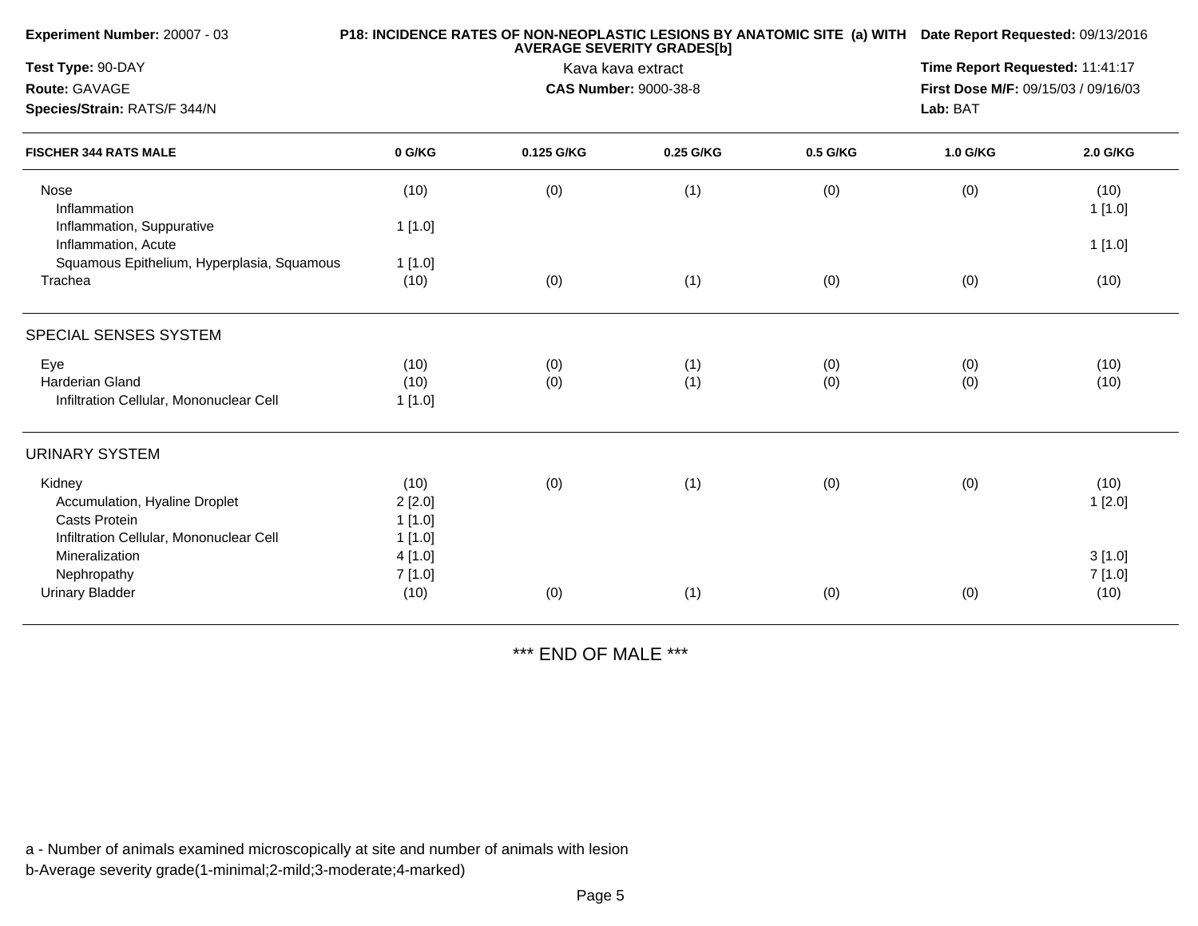**Experiment Number:** 20007 - 03

**Test Type:** 90-DAY

**Route:** GAVAGE

**Species/Strain:** RATS/F 344/N

**P18: INCIDENCE RATES OF NON-NEOPLASTIC LESIONS BY ANATOMIC SITE (a) WITH AVERAGE SEVERITY GRADES[b]**

Kava kava extract

**CAS Number:** 9000-38-8

**Date Report Requested:** 09/13/2016

**Time Report Requested:** 11:41:17

**First Dose M/F:** 09/15/03 / 09/16/03

**Lab:** BAT

| FISCHER 344 RATS MALE | 0 G/KG | 0.125 G/KG | 0.25 G/KG | 0.5 G/KG | 1.0 G/KG | 2.0 G/KG |
|---|---|---|---|---|---|---|
| Nose | (10) | (0) | (1) | (0) | (0) | (10) |
| Inflammation | | | | | | 1 [1.0] |
| Inflammation, Suppurative | 1 [1.0] | | | | | |
| Inflammation, Acute | | | | | | 1 [1.0] |
| Squamous Epithelium, Hyperplasia, Squamous | 1 [1.0] | | | | | |
| Trachea | (10) | (0) | (1) | (0) | (0) | (10) |
| SPECIAL SENSES SYSTEM | | | | | | |
| Eye | (10) | (0) | (1) | (0) | (0) | (10) |
| Harderian Gland | (10) | (0) | (1) | (0) | (0) | (10) |
| Infiltration Cellular, Mononuclear Cell | 1 [1.0] | | | | | |
| URINARY SYSTEM | | | | | | |
| Kidney | (10) | (0) | (1) | (0) | (0) | (10) |
| Accumulation, Hyaline Droplet | 2 [2.0] | | | | | 1 [2.0] |
| Casts Protein | 1 [1.0] | | | | | |
| Infiltration Cellular, Mononuclear Cell | 1 [1.0] | | | | | |
| Mineralization | 4 [1.0] | | | | | 3 [1.0] |
| Nephropathy | 7 [1.0] | | | | | 7 [1.0] |
| Urinary Bladder | (10) | (0) | (1) | (0) | (0) | (10) |

*** END OF MALE ***

a - Number of animals examined microscopically at site and number of animals with lesion

b-Average severity grade(1-minimal;2-mild;3-moderate;4-marked)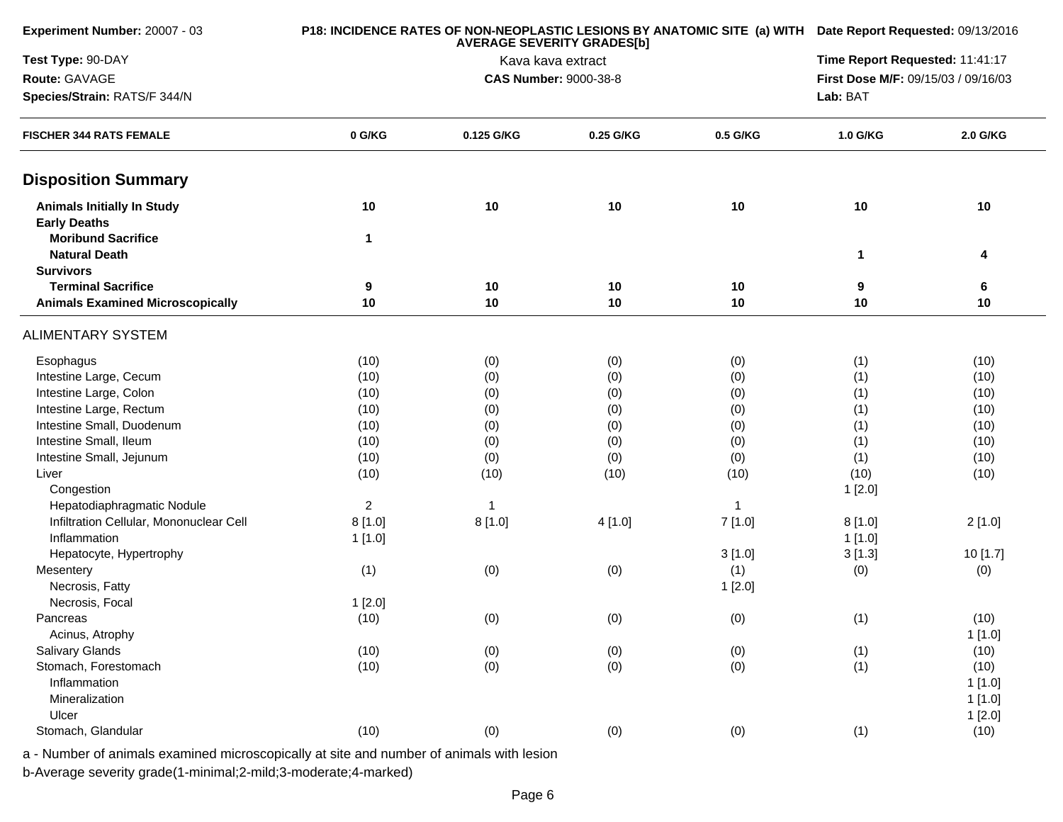**Experiment Number:** 20007 - 03

**Test Type:** 90-DAY

**Route:** GAVAGE

**Species/Strain:** RATS/F 344/N

**P18: INCIDENCE RATES OF NON-NEOPLASTIC LESIONS BY ANATOMIC SITE (a) WITH AVERAGE SEVERITY GRADES[b]**

Kava kava extract

**CAS Number:** 9000-38-8

**Date Report Requested:** 09/13/2016

**Time Report Requested:** 11:41:17

**First Dose M/F:** 09/15/03 / 09/16/03

**Lab:** BAT

| FISCHER 344 RATS FEMALE | 0 G/KG | 0.125 G/KG | 0.25 G/KG | 0.5 G/KG | 1.0 G/KG | 2.0 G/KG |
|---|---|---|---|---|---|---|
| **Disposition Summary** | | | | | | |
| **Animals Initially In Study** | **10** | **10** | **10** | **10** | **10** | **10** |
| **Early Deaths** | | | | | | |
| **Moribund Sacrifice** | **1** | | | | | |
| **Natural Death** | | | | | **1** | **4** |
| **Survivors** | | | | | | |
| **Terminal Sacrifice** | **9** | **10** | **10** | **10** | **9** | **6** |
| **Animals Examined Microscopically** | **10** | **10** | **10** | **10** | **10** | **10** |
| ALIMENTARY SYSTEM | | | | | | |
| Esophagus | (10) | (0) | (0) | (0) | (1) | (10) |
| Intestine Large, Cecum | (10) | (0) | (0) | (0) | (1) | (10) |
| Intestine Large, Colon | (10) | (0) | (0) | (0) | (1) | (10) |
| Intestine Large, Rectum | (10) | (0) | (0) | (0) | (1) | (10) |
| Intestine Small, Duodenum | (10) | (0) | (0) | (0) | (1) | (10) |
| Intestine Small, Ileum | (10) | (0) | (0) | (0) | (1) | (10) |
| Intestine Small, Jejunum | (10) | (0) | (0) | (0) | (1) | (10) |
| Liver | (10) | (10) | (10) | (10) | (10) | (10) |
| Congestion | | | | | 1 [2.0] | |
| Hepatodiaphragmatic Nodule | 2 | 1 | | 1 | | |
| Infiltration Cellular, Mononuclear Cell | 8 [1.0] | 8 [1.0] | 4 [1.0] | 7 [1.0] | 8 [1.0] | 2 [1.0] |
| Inflammation | 1 [1.0] | | | | 1 [1.0] | |
| Hepatocyte, Hypertrophy | | | | 3 [1.0] | 3 [1.3] | 10 [1.7] |
| Mesentery | (1) | (0) | (0) | (1) | (0) | (0) |
| Necrosis, Fatty | | | | 1 [2.0] | | |
| Necrosis, Focal | 1 [2.0] | | | | | |
| Pancreas | (10) | (0) | (0) | (0) | (1) | (10) |
| Acinus, Atrophy | | | | | | 1 [1.0] |
| Salivary Glands | (10) | (0) | (0) | (0) | (1) | (10) |
| Stomach, Forestomach | (10) | (0) | (0) | (0) | (1) | (10) |
| Inflammation | | | | | | 1 [1.0] |
| Mineralization | | | | | | 1 [1.0] |
| Ulcer | | | | | | 1 [2.0] |
| Stomach, Glandular | (10) | (0) | (0) | (0) | (1) | (10) |

a - Number of animals examined microscopically at site and number of animals with lesion

b-Average severity grade(1-minimal;2-mild;3-moderate;4-marked)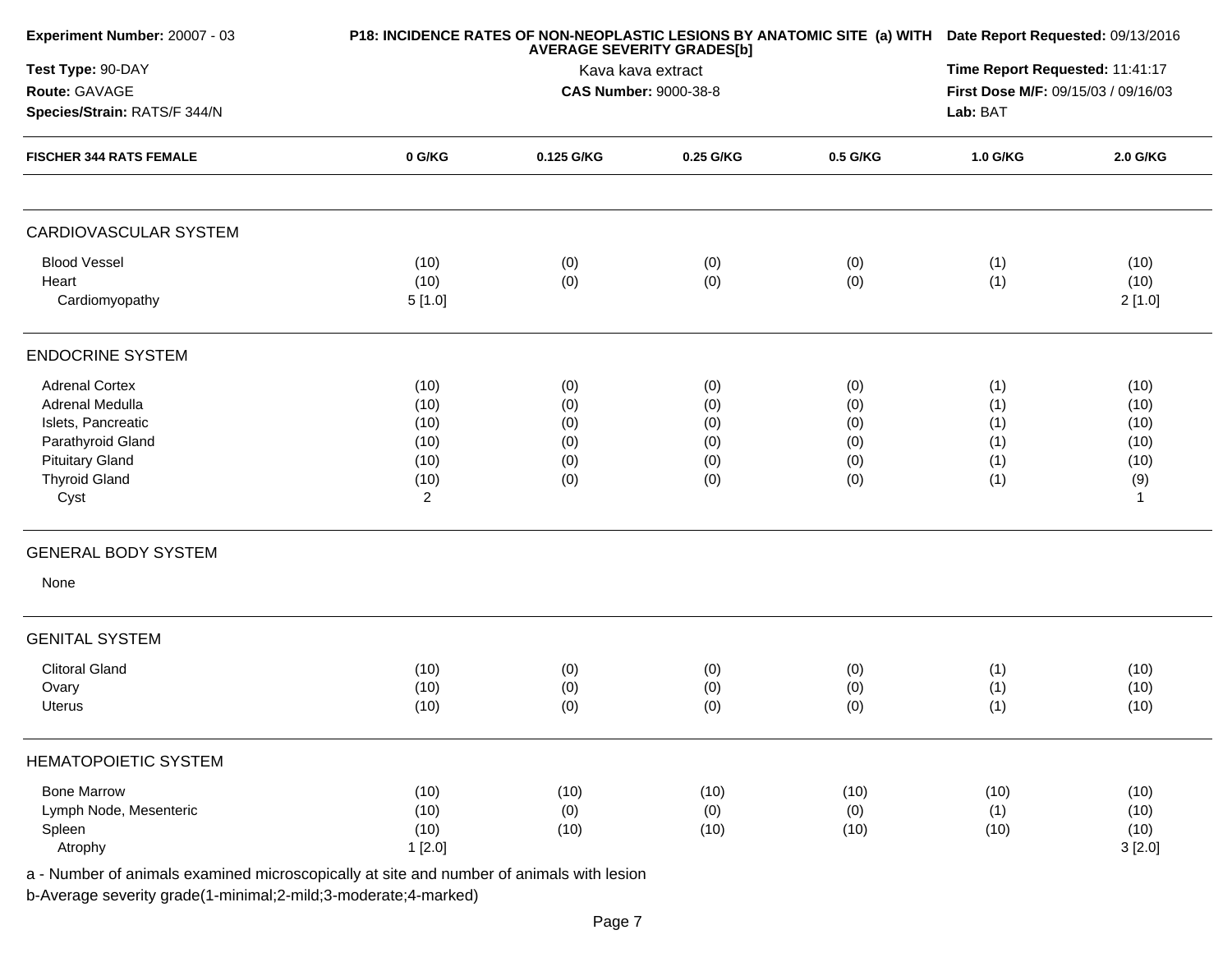| Experiment Number: 20007 - 03 | P18: INCIDENCE RATES OF NON-NEOPLASTIC LESIONS BY ANATOMIC SITE (a) WITH AVERAGE SEVERITY GRADES[b] | Date Report Requested: 09/13/2016 |
|---|---|---|
| Test Type: 90-DAY | Kava kava extract | Time Report Requested: 11:41:17 |
| Route: GAVAGE | CAS Number: 9000-38-8 | First Dose M/F: 09/15/03 / 09/16/03 |
| Species/Strain: RATS/F 344/N | | Lab: BAT |

| FISCHER 344 RATS FEMALE | 0 G/KG | 0.125 G/KG | 0.25 G/KG | 0.5 G/KG | 1.0 G/KG | 2.0 G/KG |
|---|---|---|---|---|---|---|
| **CARDIOVASCULAR SYSTEM** | | | | | | |
| Blood Vessel | (10) | (0) | (0) | (0) | (1) | (10) |
| Heart | (10) | (0) | (0) | (0) | (1) | (10) |
| Cardiomyopathy | 5 [1.0] | | | | | 2 [1.0] |
| **ENDOCRINE SYSTEM** | | | | | | |
| Adrenal Cortex | (10) | (0) | (0) | (0) | (1) | (10) |
| Adrenal Medulla | (10) | (0) | (0) | (0) | (1) | (10) |
| Islets, Pancreatic | (10) | (0) | (0) | (0) | (1) | (10) |
| Parathyroid Gland | (10) | (0) | (0) | (0) | (1) | (10) |
| Pituitary Gland | (10) | (0) | (0) | (0) | (1) | (10) |
| Thyroid Gland | (10) | (0) | (0) | (0) | (1) | (9) |
| Cyst | 2 | | | | | 1 |
| **GENERAL BODY SYSTEM** | | | | | | |
| None | | | | | | |
| **GENITAL SYSTEM** | | | | | | |
| Clitoral Gland | (10) | (0) | (0) | (0) | (1) | (10) |
| Ovary | (10) | (0) | (0) | (0) | (1) | (10) |
| Uterus | (10) | (0) | (0) | (0) | (1) | (10) |
| **HEMATOPOIETIC SYSTEM** | | | | | | |
| Bone Marrow | (10) | (10) | (10) | (10) | (10) | (10) |
| Lymph Node, Mesenteric | (10) | (0) | (0) | (0) | (1) | (10) |
| Spleen | (10) | (10) | (10) | (10) | (10) | (10) |
| Atrophy | 1 [2.0] | | | | | 3 [2.0] |

a - Number of animals examined microscopically at site and number of animals with lesion

b-Average severity grade(1-minimal;2-mild;3-moderate;4-marked)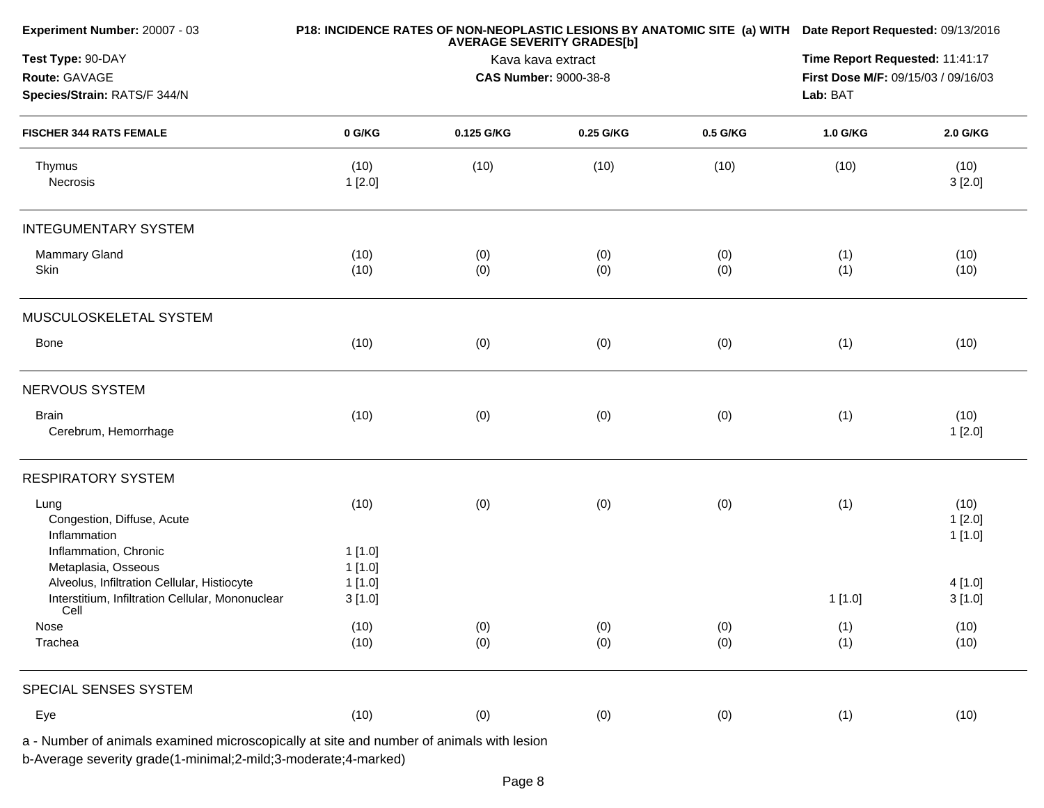**Experiment Number:** 20007 - 03

**Test Type:** 90-DAY

**Route:** GAVAGE

**Species/Strain:** RATS/F 344/N

**P18: INCIDENCE RATES OF NON-NEOPLASTIC LESIONS BY ANATOMIC SITE (a) WITH AVERAGE SEVERITY GRADES[b]**

Kava kava extract

**CAS Number:** 9000-38-8

**Date Report Requested:** 09/13/2016

**Time Report Requested:** 11:41:17

**First Dose M/F:** 09/15/03 / 09/16/03

**Lab:** BAT

| FISCHER 344 RATS FEMALE | 0 G/KG | 0.125 G/KG | 0.25 G/KG | 0.5 G/KG | 1.0 G/KG | 2.0 G/KG |
|---|---|---|---|---|---|---|
| Thymus | (10) | (10) | (10) | (10) | (10) | (10) |
| Necrosis | 1 [2.0] | | | | | 3 [2.0] |
| **INTEGUMENTARY SYSTEM** | | | | | | |
| Mammary Gland | (10) | (0) | (0) | (0) | (1) | (10) |
| Skin | (10) | (0) | (0) | (0) | (1) | (10) |
| **MUSCULOSKELETAL SYSTEM** | | | | | | |
| Bone | (10) | (0) | (0) | (0) | (1) | (10) |
| **NERVOUS SYSTEM** | | | | | | |
| Brain | (10) | (0) | (0) | (0) | (1) | (10) |
| Cerebrum, Hemorrhage | | | | | | 1 [2.0] |
| **RESPIRATORY SYSTEM** | | | | | | |
| Lung | (10) | (0) | (0) | (0) | (1) | (10) |
| Congestion, Diffuse, Acute | | | | | | 1 [2.0] |
| Inflammation | | | | | | 1 [1.0] |
| Inflammation, Chronic | 1 [1.0] | | | | | |
| Metaplasia, Osseous | 1 [1.0] | | | | | |
| Alveolus, Infiltration Cellular, Histiocyte | 1 [1.0] | | | | | 4 [1.0] |
| Interstitium, Infiltration Cellular, Mononuclear Cell | 3 [1.0] | | | | 1 [1.0] | 3 [1.0] |
| Nose | (10) | (0) | (0) | (0) | (1) | (10) |
| Trachea | (10) | (0) | (0) | (0) | (1) | (10) |
| **SPECIAL SENSES SYSTEM** | | | | | | |
| Eye | (10) | (0) | (0) | (0) | (1) | (10) |

a - Number of animals examined microscopically at site and number of animals with lesion

b-Average severity grade(1-minimal;2-mild;3-moderate;4-marked)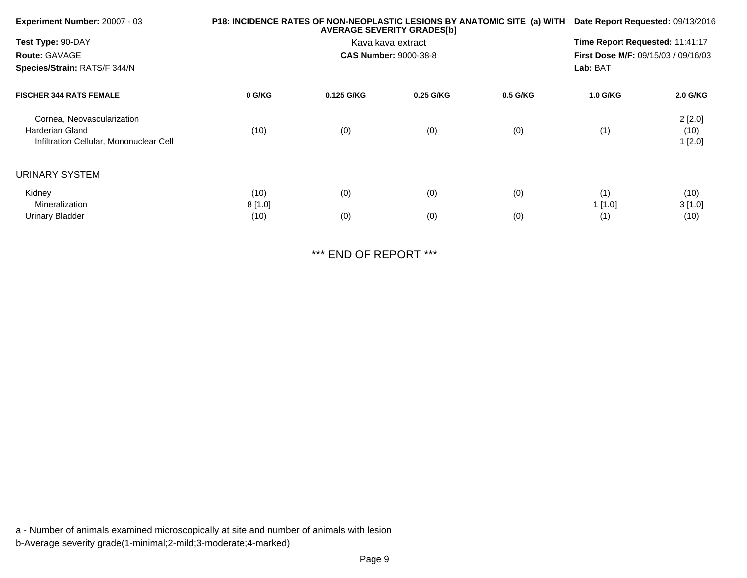**Experiment Number:** 20007 - 03

**Test Type:** 90-DAY

**Route:** GAVAGE

**Species/Strain:** RATS/F 344/N

**P18: INCIDENCE RATES OF NON-NEOPLASTIC LESIONS BY ANATOMIC SITE (a) WITH AVERAGE SEVERITY GRADES[b]**

Kava kava extract

**CAS Number:** 9000-38-8

**Date Report Requested:** 09/13/2016

**Time Report Requested:** 11:41:17

**First Dose M/F:** 09/15/03 / 09/16/03

**Lab:** BAT

| FISCHER 344 RATS FEMALE | 0 G/KG | 0.125 G/KG | 0.25 G/KG | 0.5 G/KG | 1.0 G/KG | 2.0 G/KG |
|---|---|---|---|---|---|---|
| Cornea, Neovascularization | | | | | | 2 [2.0] |
| Harderian Gland | (10) | (0) | (0) | (0) | (1) | (10) |
| Infiltration Cellular, Mononuclear Cell | | | | | | 1 [2.0] |
| URINARY SYSTEM | | | | | | |
| Kidney | (10) | (0) | (0) | (0) | (1) | (10) |
| Mineralization | 8 [1.0] | | | | 1 [1.0] | 3 [1.0] |
| Urinary Bladder | (10) | (0) | (0) | (0) | (1) | (10) |

*** END OF REPORT ***

a - Number of animals examined microscopically at site and number of animals with lesion

b-Average severity grade(1-minimal;2-mild;3-moderate;4-marked)